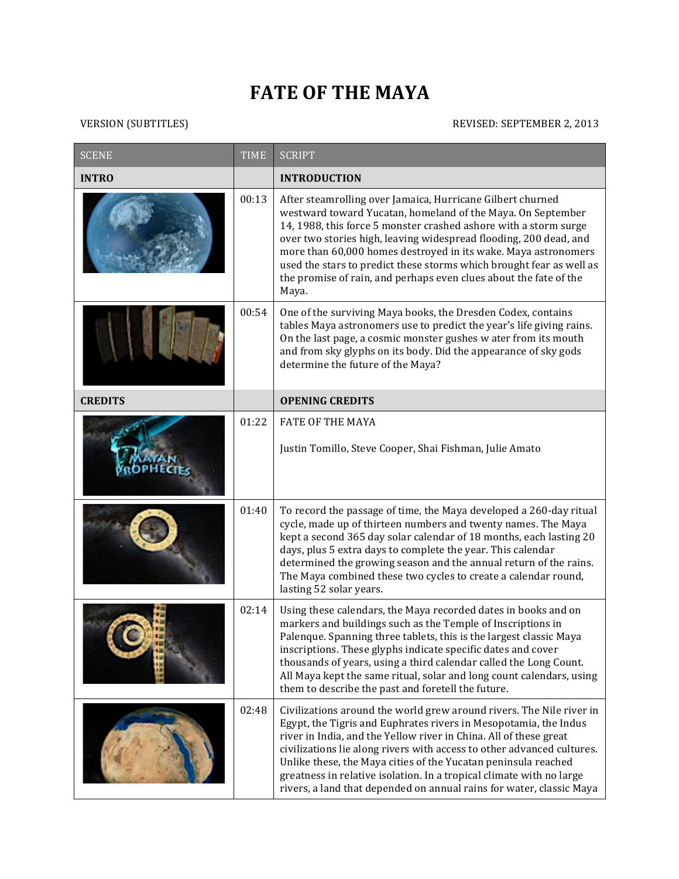# FATE OF THE MAYA

VERSION (SUBTITLES) REVISED: SEPTEMBER 2, 2013

| SCENE | TIME | SCRIPT |
|---|---|---|
| **INTRO** | | **INTRODUCTION** |
| | 00:13 | After steamrolling over Jamaica, Hurricane Gilbert churned westward toward Yucatan, homeland of the Maya. On September 14, 1988, this force 5 monster crashed ashore with a storm surge over two stories high, leaving widespread flooding, 200 dead, and more than 60,000 homes destroyed in its wake. Maya astronomers used the stars to predict these storms which brought fear as well as the promise of rain, and perhaps even clues about the fate of the Maya. |
| | 00:54 | One of the surviving Maya books, the Dresden Codex, contains tables Maya astronomers use to predict the year's life giving rains. On the last page, a cosmic monster gushes w ater from its mouth and from sky glyphs on its body. Did the appearance of sky gods determine the future of the Maya? |
| **CREDITS** | | **OPENING CREDITS** |
| | 01:22 | FATE OF THE MAYA<br><br>Justin Tomillo, Steve Cooper, Shai Fishman, Julie Amato |
| | 01:40 | To record the passage of time, the Maya developed a 260-day ritual cycle, made up of thirteen numbers and twenty names. The Maya kept a second 365 day solar calendar of 18 months, each lasting 20 days, plus 5 extra days to complete the year. This calendar determined the growing season and the annual return of the rains. The Maya combined these two cycles to create a calendar round, lasting 52 solar years. |
| | 02:14 | Using these calendars, the Maya recorded dates in books and on markers and buildings such as the Temple of Inscriptions in Palenque. Spanning three tablets, this is the largest classic Maya inscriptions. These glyphs indicate specific dates and cover thousands of years, using a third calendar called the Long Count. All Maya kept the same ritual, solar and long count calendars, using them to describe the past and foretell the future. |
| | 02:48 | Civilizations around the world grew around rivers. The Nile river in Egypt, the Tigris and Euphrates rivers in Mesopotamia, the Indus river in India, and the Yellow river in China. All of these great civilizations lie along rivers with access to other advanced cultures. Unlike these, the Maya cities of the Yucatan peninsula reached greatness in relative isolation. In a tropical climate with no large rivers, a land that depended on annual rains for water, classic Maya |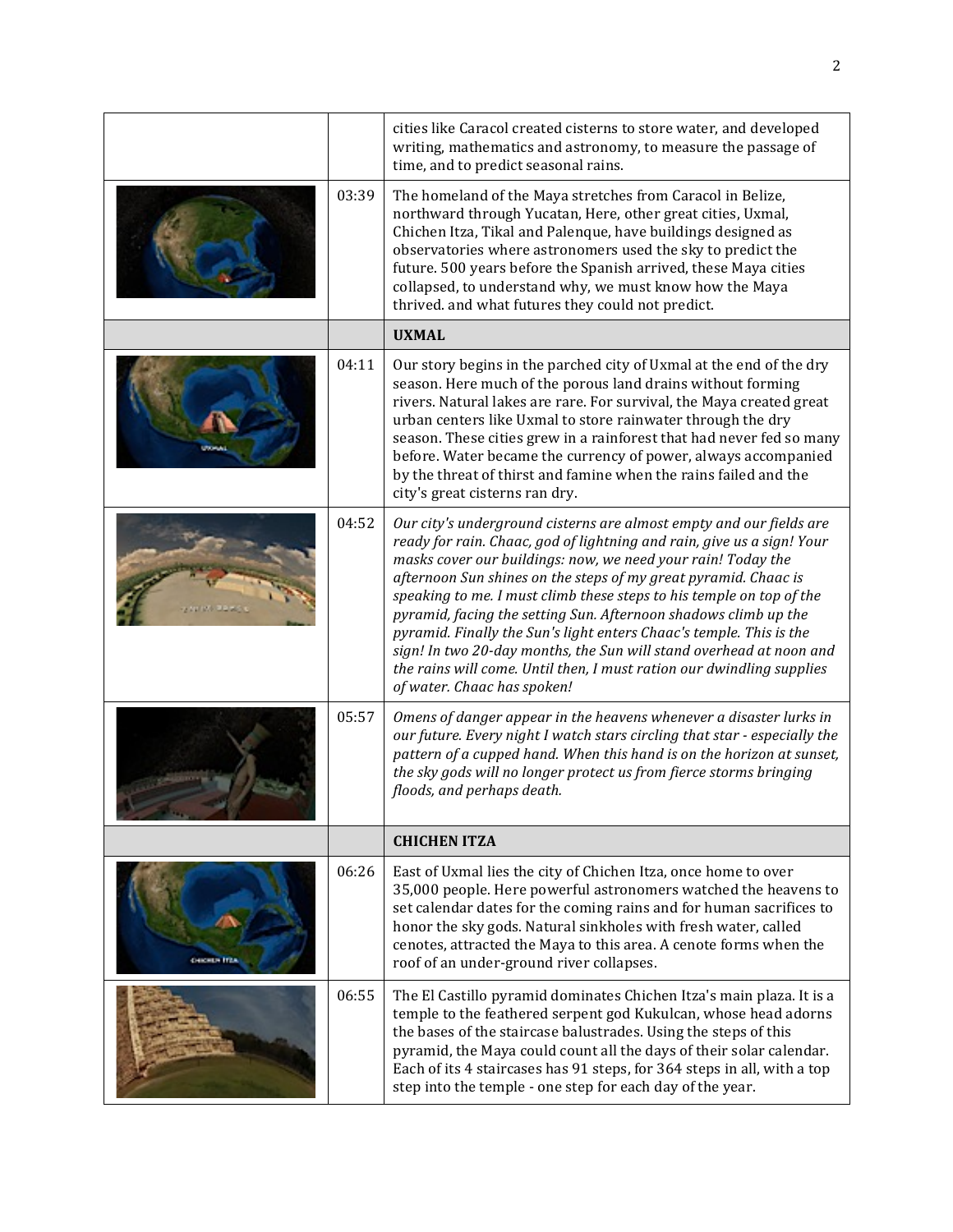| | | |
|---|---|---|
| | | cities like Caracol created cisterns to store water, and developed writing, mathematics and astronomy, to measure the passage of time, and to predict seasonal rains. |
| | 03:39 | The homeland of the Maya stretches from Caracol in Belize, northward through Yucatan, Here, other great cities, Uxmal, Chichen Itza, Tikal and Palenque, have buildings designed as observatories where astronomers used the sky to predict the future. 500 years before the Spanish arrived, these Maya cities collapsed, to understand why, we must know how the Maya thrived. and what futures they could not predict. |
| | | **UXMAL** |
| | 04:11 | Our story begins in the parched city of Uxmal at the end of the dry season. Here much of the porous land drains without forming rivers. Natural lakes are rare. For survival, the Maya created great urban centers like Uxmal to store rainwater through the dry season. These cities grew in a rainforest that had never fed so many before. Water became the currency of power, always accompanied by the threat of thirst and famine when the rains failed and the city's great cisterns ran dry. |
| | 04:52 | *Our city's underground cisterns are almost empty and our fields are ready for rain. Chaac, god of lightning and rain, give us a sign! Your masks cover our buildings: now, we need your rain! Today the afternoon Sun shines on the steps of my great pyramid. Chaac is speaking to me. I must climb these steps to his temple on top of the pyramid, facing the setting Sun. Afternoon shadows climb up the pyramid. Finally the Sun's light enters Chaac's temple. This is the sign! In two 20-day months, the Sun will stand overhead at noon and the rains will come. Until then, I must ration our dwindling supplies of water. Chaac has spoken!* |
| | 05:57 | *Omens of danger appear in the heavens whenever a disaster lurks in our future. Every night I watch stars circling that star - especially the pattern of a cupped hand. When this hand is on the horizon at sunset, the sky gods will no longer protect us from fierce storms bringing floods, and perhaps death.* |
| | | **CHICHEN ITZA** |
| | 06:26 | East of Uxmal lies the city of Chichen Itza, once home to over 35,000 people. Here powerful astronomers watched the heavens to set calendar dates for the coming rains and for human sacrifices to honor the sky gods. Natural sinkholes with fresh water, called cenotes, attracted the Maya to this area. A cenote forms when the roof of an under-ground river collapses. |
| | 06:55 | The El Castillo pyramid dominates Chichen Itza's main plaza. It is a temple to the feathered serpent god Kukulcan, whose head adorns the bases of the staircase balustrades. Using the steps of this pyramid, the Maya could count all the days of their solar calendar. Each of its 4 staircases has 91 steps, for 364 steps in all, with a top step into the temple - one step for each day of the year. |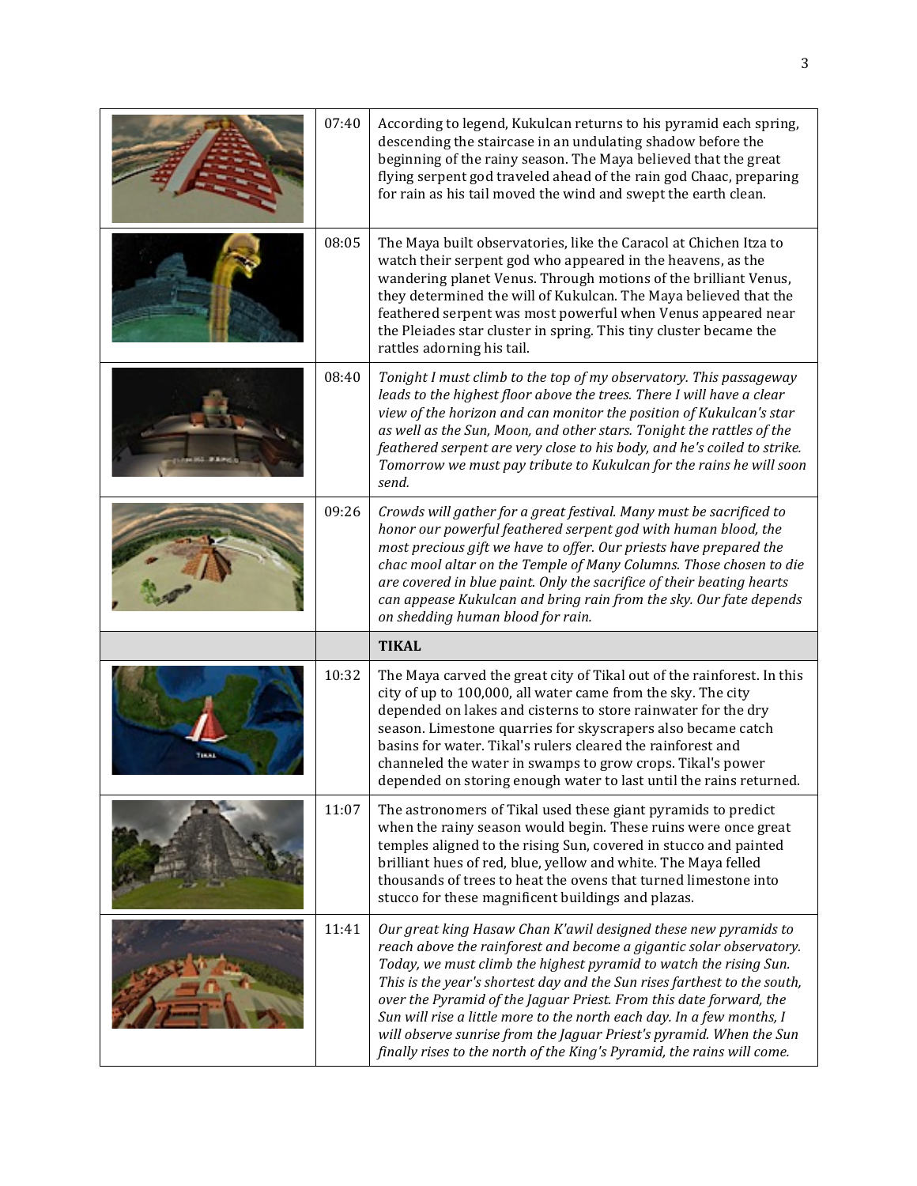| | | |
|---|---|---|
| | 07:40 | According to legend, Kukulcan returns to his pyramid each spring, descending the staircase in an undulating shadow before the beginning of the rainy season. The Maya believed that the great flying serpent god traveled ahead of the rain god Chaac, preparing for rain as his tail moved the wind and swept the earth clean. |
| | 08:05 | The Maya built observatories, like the Caracol at Chichen Itza to watch their serpent god who appeared in the heavens, as the wandering planet Venus. Through motions of the brilliant Venus, they determined the will of Kukulcan. The Maya believed that the feathered serpent was most powerful when Venus appeared near the Pleiades star cluster in spring. This tiny cluster became the rattles adorning his tail. |
| | 08:40 | *Tonight I must climb to the top of my observatory. This passageway leads to the highest floor above the trees. There I will have a clear view of the horizon and can monitor the position of Kukulcan's star as well as the Sun, Moon, and other stars. Tonight the rattles of the feathered serpent are very close to his body, and he's coiled to strike. Tomorrow we must pay tribute to Kukulcan for the rains he will soon send.* |
| | 09:26 | *Crowds will gather for a great festival. Many must be sacrificed to honor our powerful feathered serpent god with human blood, the most precious gift we have to offer. Our priests have prepared the chac mool altar on the Temple of Many Columns. Those chosen to die are covered in blue paint. Only the sacrifice of their beating hearts can appease Kukulcan and bring rain from the sky. Our fate depends on shedding human blood for rain.* |
| | | **TIKAL** |
| | 10:32 | The Maya carved the great city of Tikal out of the rainforest. In this city of up to 100,000, all water came from the sky. The city depended on lakes and cisterns to store rainwater for the dry season. Limestone quarries for skyscrapers also became catch basins for water. Tikal's rulers cleared the rainforest and channeled the water in swamps to grow crops. Tikal's power depended on storing enough water to last until the rains returned. |
| | 11:07 | The astronomers of Tikal used these giant pyramids to predict when the rainy season would begin. These ruins were once great temples aligned to the rising Sun, covered in stucco and painted brilliant hues of red, blue, yellow and white. The Maya felled thousands of trees to heat the ovens that turned limestone into stucco for these magnificent buildings and plazas. |
| | 11:41 | *Our great king Hasaw Chan K'awil designed these new pyramids to reach above the rainforest and become a gigantic solar observatory. Today, we must climb the highest pyramid to watch the rising Sun. This is the year's shortest day and the Sun rises farthest to the south, over the Pyramid of the Jaguar Priest. From this date forward, the Sun will rise a little more to the north each day. In a few months, I will observe sunrise from the Jaguar Priest's pyramid. When the Sun finally rises to the north of the King's Pyramid, the rains will come.* |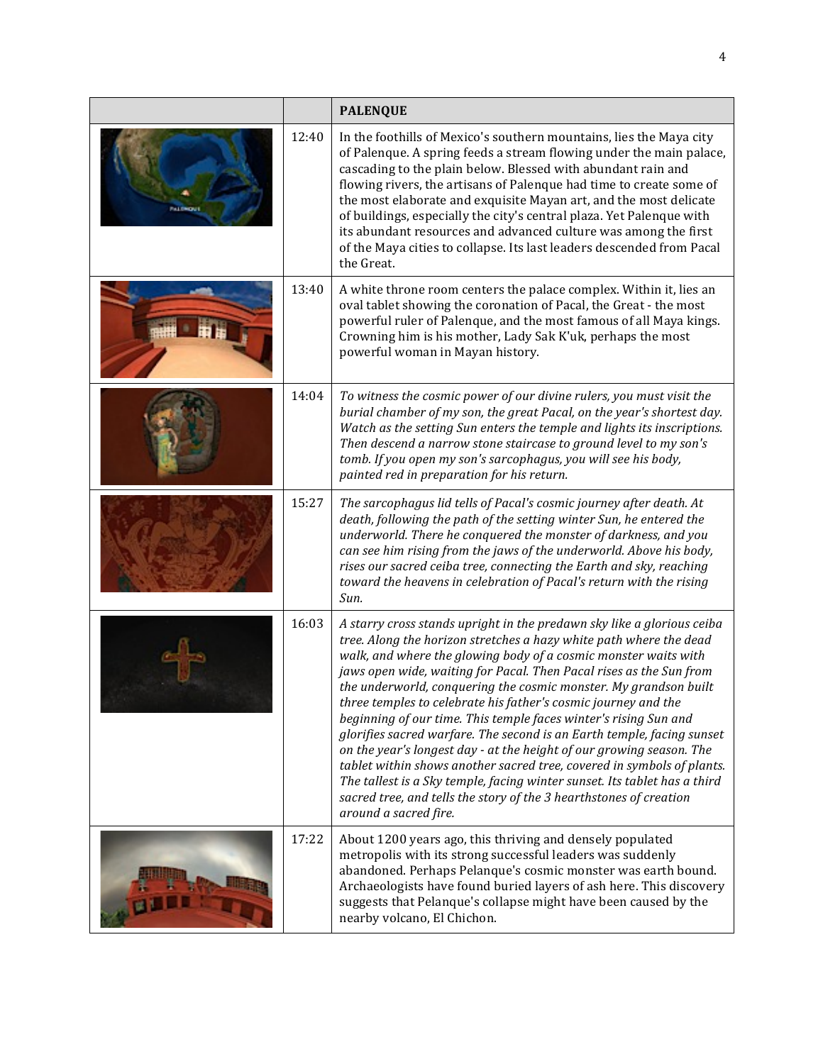| | | **PALENQUE** |
|---|---|---|
| | 12:40 | In the foothills of Mexico's southern mountains, lies the Maya city of Palenque. A spring feeds a stream flowing under the main palace, cascading to the plain below. Blessed with abundant rain and flowing rivers, the artisans of Palenque had time to create some of the most elaborate and exquisite Mayan art, and the most delicate of buildings, especially the city's central plaza. Yet Palenque with its abundant resources and advanced culture was among the first of the Maya cities to collapse. Its last leaders descended from Pacal the Great. |
| | 13:40 | A white throne room centers the palace complex. Within it, lies an oval tablet showing the coronation of Pacal, the Great - the most powerful ruler of Palenque, and the most famous of all Maya kings. Crowning him is his mother, Lady Sak K'uk, perhaps the most powerful woman in Mayan history. |
| | 14:04 | *To witness the cosmic power of our divine rulers, you must visit the burial chamber of my son, the great Pacal, on the year's shortest day. Watch as the setting Sun enters the temple and lights its inscriptions. Then descend a narrow stone staircase to ground level to my son's tomb. If you open my son's sarcophagus, you will see his body, painted red in preparation for his return.* |
| | 15:27 | *The sarcophagus lid tells of Pacal's cosmic journey after death. At death, following the path of the setting winter Sun, he entered the underworld. There he conquered the monster of darkness, and you can see him rising from the jaws of the underworld. Above his body, rises our sacred ceiba tree, connecting the Earth and sky, reaching toward the heavens in celebration of Pacal's return with the rising Sun.* |
| | 16:03 | *A starry cross stands upright in the predawn sky like a glorious ceiba tree. Along the horizon stretches a hazy white path where the dead walk, and where the glowing body of a cosmic monster waits with jaws open wide, waiting for Pacal. Then Pacal rises as the Sun from the underworld, conquering the cosmic monster. My grandson built three temples to celebrate his father's cosmic journey and the beginning of our time. This temple faces winter's rising Sun and glorifies sacred warfare. The second is an Earth temple, facing sunset on the year's longest day - at the height of our growing season. The tablet within shows another sacred tree, covered in symbols of plants. The tallest is a Sky temple, facing winter sunset. Its tablet has a third sacred tree, and tells the story of the 3 hearthstones of creation around a sacred fire.* |
| | 17:22 | About 1200 years ago, this thriving and densely populated metropolis with its strong successful leaders was suddenly abandoned. Perhaps Pelanque's cosmic monster was earth bound. Archaeologists have found buried layers of ash here. This discovery suggests that Pelanque's collapse might have been caused by the nearby volcano, El Chichon. |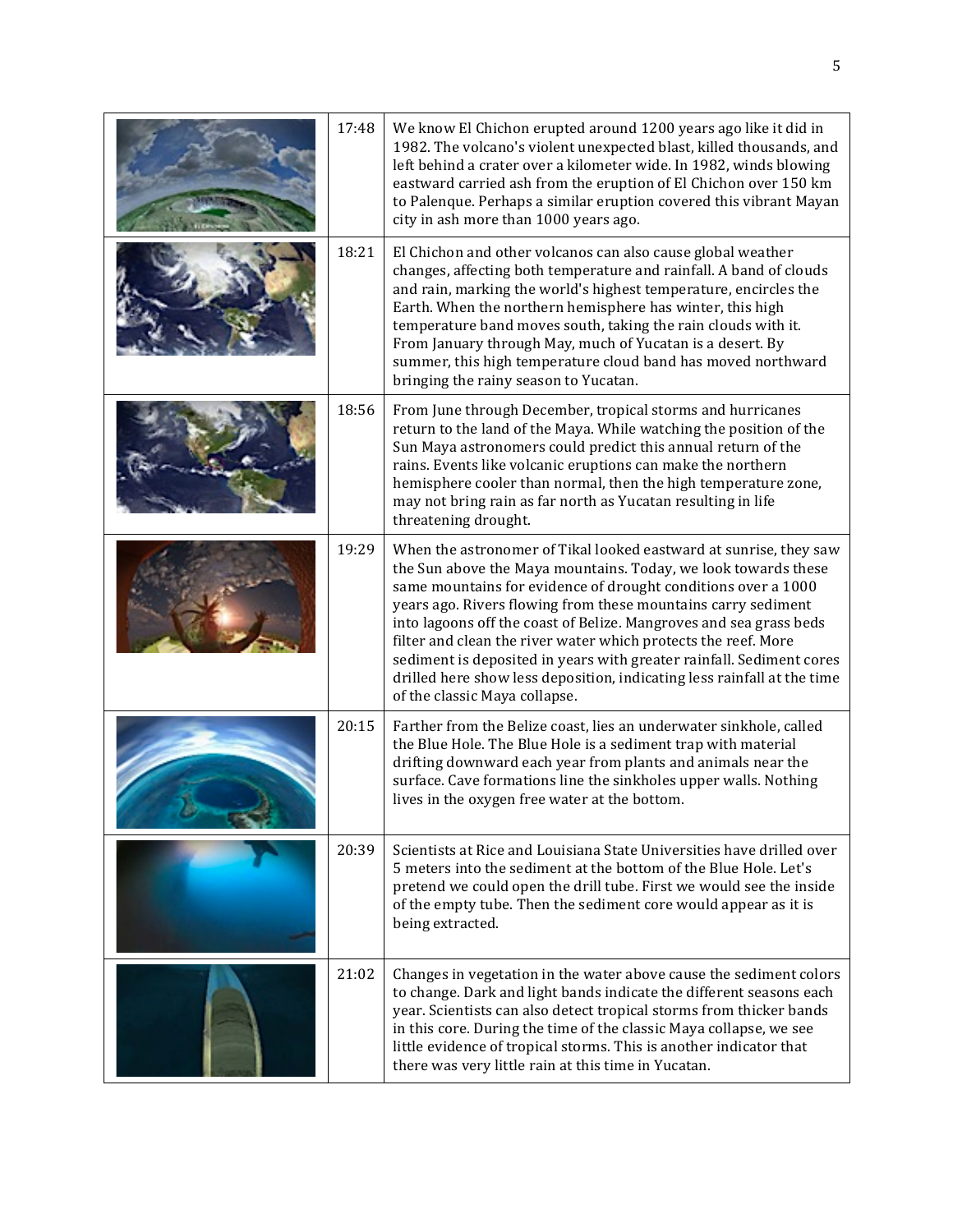| | | |
|---|---|---|
| | 17:48 | We know El Chichon erupted around 1200 years ago like it did in 1982. The volcano's violent unexpected blast, killed thousands, and left behind a crater over a kilometer wide. In 1982, winds blowing eastward carried ash from the eruption of El Chichon over 150 km to Palenque. Perhaps a similar eruption covered this vibrant Mayan city in ash more than 1000 years ago. |
| | 18:21 | El Chichon and other volcanos can also cause global weather changes, affecting both temperature and rainfall. A band of clouds and rain, marking the world's highest temperature, encircles the Earth. When the northern hemisphere has winter, this high temperature band moves south, taking the rain clouds with it. From January through May, much of Yucatan is a desert. By summer, this high temperature cloud band has moved northward bringing the rainy season to Yucatan. |
| | 18:56 | From June through December, tropical storms and hurricanes return to the land of the Maya. While watching the position of the Sun Maya astronomers could predict this annual return of the rains. Events like volcanic eruptions can make the northern hemisphere cooler than normal, then the high temperature zone, may not bring rain as far north as Yucatan resulting in life threatening drought. |
| | 19:29 | When the astronomer of Tikal looked eastward at sunrise, they saw the Sun above the Maya mountains. Today, we look towards these same mountains for evidence of drought conditions over a 1000 years ago. Rivers flowing from these mountains carry sediment into lagoons off the coast of Belize. Mangroves and sea grass beds filter and clean the river water which protects the reef. More sediment is deposited in years with greater rainfall. Sediment cores drilled here show less deposition, indicating less rainfall at the time of the classic Maya collapse. |
| | 20:15 | Farther from the Belize coast, lies an underwater sinkhole, called the Blue Hole. The Blue Hole is a sediment trap with material drifting downward each year from plants and animals near the surface. Cave formations line the sinkholes upper walls. Nothing lives in the oxygen free water at the bottom. |
| | 20:39 | Scientists at Rice and Louisiana State Universities have drilled over 5 meters into the sediment at the bottom of the Blue Hole. Let's pretend we could open the drill tube. First we would see the inside of the empty tube. Then the sediment core would appear as it is being extracted. |
| | 21:02 | Changes in vegetation in the water above cause the sediment colors to change. Dark and light bands indicate the different seasons each year. Scientists can also detect tropical storms from thicker bands in this core. During the time of the classic Maya collapse, we see little evidence of tropical storms. This is another indicator that there was very little rain at this time in Yucatan. |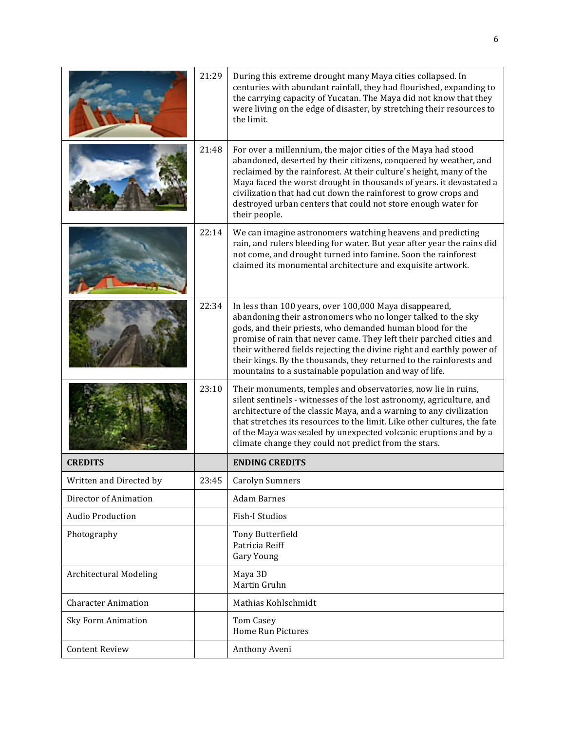| | | |
|---|---|---|
| | 21:29 | During this extreme drought many Maya cities collapsed. In centuries with abundant rainfall, they had flourished, expanding to the carrying capacity of Yucatan. The Maya did not know that they were living on the edge of disaster, by stretching their resources to the limit. |
| | 21:48 | For over a millennium, the major cities of the Maya had stood abandoned, deserted by their citizens, conquered by weather, and reclaimed by the rainforest. At their culture's height, many of the Maya faced the worst drought in thousands of years. it devastated a civilization that had cut down the rainforest to grow crops and destroyed urban centers that could not store enough water for their people. |
| | 22:14 | We can imagine astronomers watching heavens and predicting rain, and rulers bleeding for water. But year after year the rains did not come, and drought turned into famine. Soon the rainforest claimed its monumental architecture and exquisite artwork. |
| | 22:34 | In less than 100 years, over 100,000 Maya disappeared, abandoning their astronomers who no longer talked to the sky gods, and their priests, who demanded human blood for the promise of rain that never came. They left their parched cities and their withered fields rejecting the divine right and earthly power of their kings. By the thousands, they returned to the rainforests and mountains to a sustainable population and way of life. |
| | 23:10 | Their monuments, temples and observatories, now lie in ruins, silent sentinels - witnesses of the lost astronomy, agriculture, and architecture of the classic Maya, and a warning to any civilization that stretches its resources to the limit. Like other cultures, the fate of the Maya was sealed by unexpected volcanic eruptions and by a climate change they could not predict from the stars. |
| **CREDITS** | | **ENDING CREDITS** |
| Written and Directed by | 23:45 | Carolyn Sumners |
| Director of Animation | | Adam Barnes |
| Audio Production | | Fish-I Studios |
| Photography | | Tony Butterfield<br>Patricia Reiff<br>Gary Young |
| Architectural Modeling | | Maya 3D<br>Martin Gruhn |
| Character Animation | | Mathias Kohlschmidt |
| Sky Form Animation | | Tom Casey<br>Home Run Pictures |
| Content Review | | Anthony Aveni |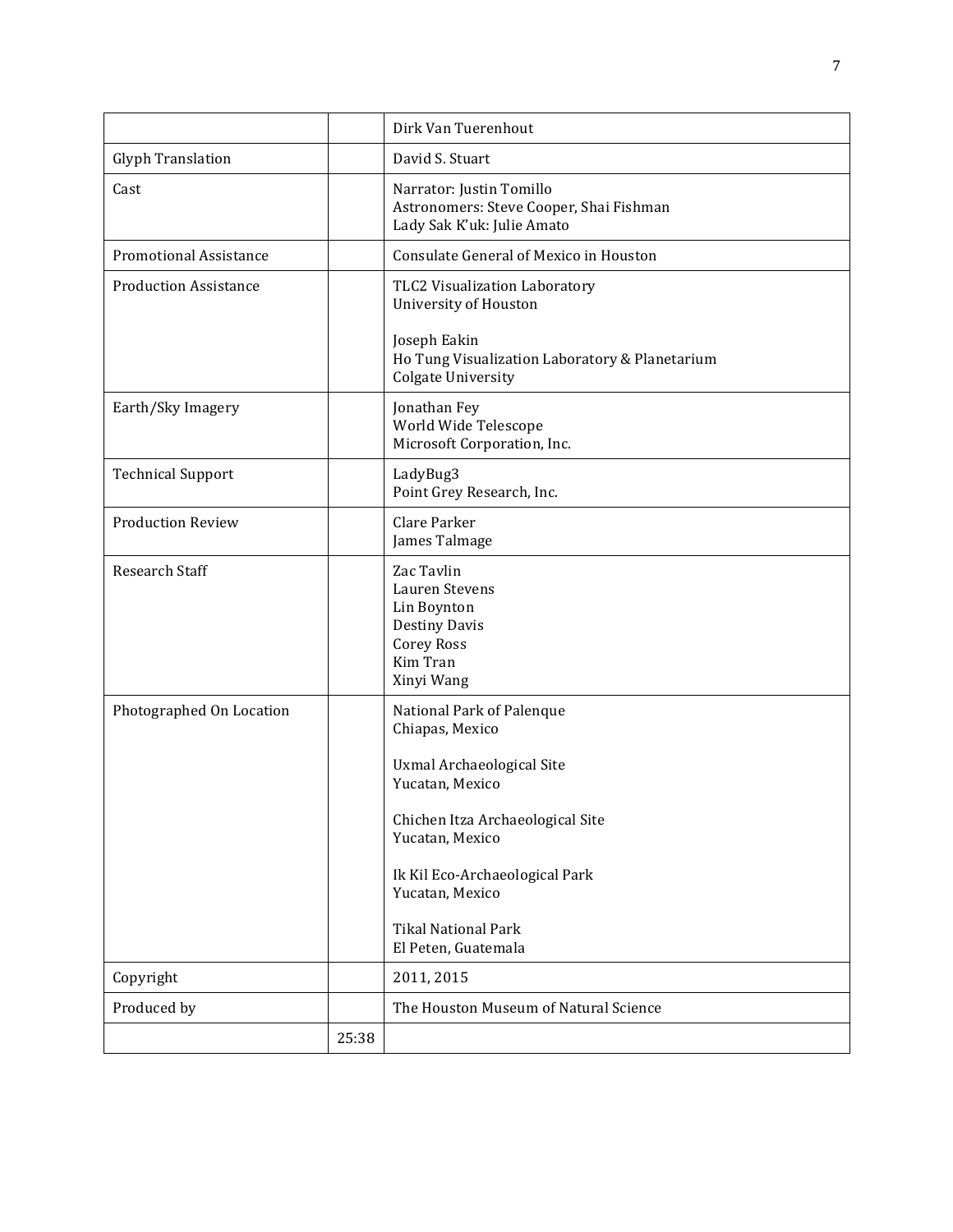| | | |
|---|---|---|
| | | Dirk Van Tuerenhout |
| Glyph Translation | | David S. Stuart |
| Cast | | Narrator: Justin Tomillo<br>Astronomers: Steve Cooper, Shai Fishman<br>Lady Sak K'uk: Julie Amato |
| Promotional Assistance | | Consulate General of Mexico in Houston |
| Production Assistance | | TLC2 Visualization Laboratory<br>University of Houston<br><br>Joseph Eakin<br>Ho Tung Visualization Laboratory & Planetarium<br>Colgate University |
| Earth/Sky Imagery | | Jonathan Fey<br>World Wide Telescope<br>Microsoft Corporation, Inc. |
| Technical Support | | LadyBug3<br>Point Grey Research, Inc. |
| Production Review | | Clare Parker<br>James Talmage |
| Research Staff | | Zac Tavlin<br>Lauren Stevens<br>Lin Boynton<br>Destiny Davis<br>Corey Ross<br>Kim Tran<br>Xinyi Wang |
| Photographed On Location | | National Park of Palenque<br>Chiapas, Mexico<br><br>Uxmal Archaeological Site<br>Yucatan, Mexico<br><br>Chichen Itza Archaeological Site<br>Yucatan, Mexico<br><br>Ik Kil Eco-Archaeological Park<br>Yucatan, Mexico<br><br>Tikal National Park<br>El Peten, Guatemala |
| Copyright | | 2011, 2015 |
| Produced by | | The Houston Museum of Natural Science |
| | 25:38 | |